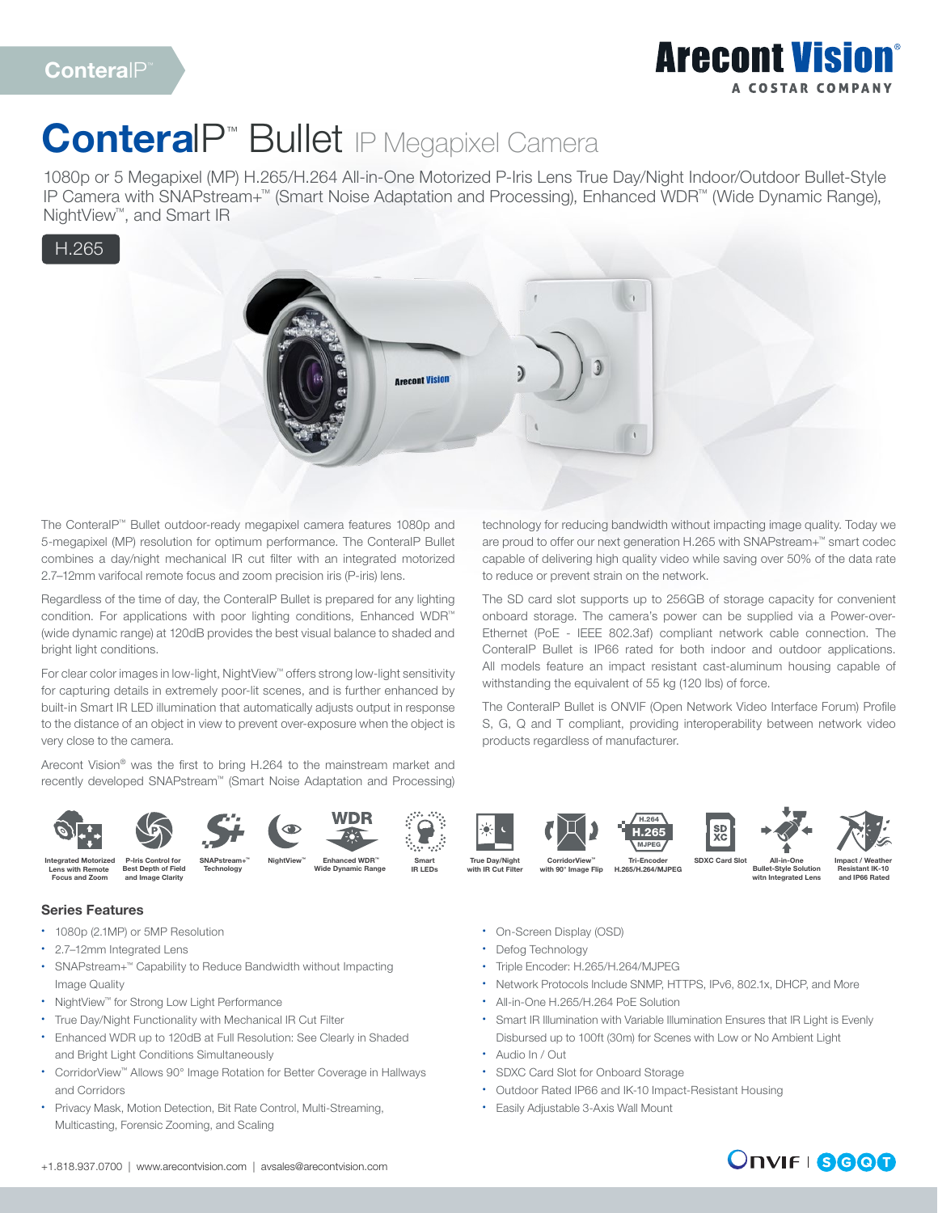ConteraIP™

Arecont Vision®
A COSTAR COMPANY

# ConteraIP™ Bullet IP Megapixel Camera

1080p or 5 Megapixel (MP) H.265/H.264 All-in-One Motorized P-Iris Lens True Day/Night Indoor/Outdoor Bullet-Style IP Camera with SNAPstream+™ (Smart Noise Adaptation and Processing), Enhanced WDR™ (Wide Dynamic Range), NightView™, and Smart IR

H.265

The ConteraIP™ Bullet outdoor-ready megapixel camera features 1080p and 5-megapixel (MP) resolution for optimum performance. The ConteraIP Bullet combines a day/night mechanical IR cut filter with an integrated motorized 2.7–12mm varifocal remote focus and zoom precision iris (P-iris) lens.

Regardless of the time of day, the ConteraIP Bullet is prepared for any lighting condition. For applications with poor lighting conditions, Enhanced WDR™ (wide dynamic range) at 120dB provides the best visual balance to shaded and bright light conditions.

For clear color images in low-light, NightView™ offers strong low-light sensitivity for capturing details in extremely poor-lit scenes, and is further enhanced by built-in Smart IR LED illumination that automatically adjusts output in response to the distance of an object in view to prevent over-exposure when the object is very close to the camera.

Arecont Vision® was the first to bring H.264 to the mainstream market and recently developed SNAPstream™ (Smart Noise Adaptation and Processing) technology for reducing bandwidth without impacting image quality. Today we are proud to offer our next generation H.265 with SNAPstream+™ smart codec capable of delivering high quality video while saving over 50% of the data rate to reduce or prevent strain on the network.

The SD card slot supports up to 256GB of storage capacity for convenient onboard storage. The camera's power can be supplied via a Power-over-Ethernet (PoE - IEEE 802.3af) compliant network cable connection. The ConteraIP Bullet is IP66 rated for both indoor and outdoor applications. All models feature an impact resistant cast-aluminum housing capable of withstanding the equivalent of 55 kg (120 lbs) of force.

The ConteraIP Bullet is ONVIF (Open Network Video Interface Forum) Profile S, G, Q and T compliant, providing interoperability between network video products regardless of manufacturer.

Integrated Motorized Lens with Remote Focus and Zoom | P-Iris Control for Best Depth of Field and Image Clarity | SNAPstream+™ Technology | NightView™ | Enhanced WDR™ Wide Dynamic Range | Smart IR LEDs | True Day/Night with IR Cut Filter | CorridorView™ with 90° Image Flip | Tri-Encoder H.265/H.264/MJPEG | SDXC Card Slot | All-in-One Bullet-Style Solution with Integrated Lens | Impact / Weather Resistant IK-10 and IP66 Rated

## Series Features

- 1080p (2.1MP) or 5MP Resolution
- 2.7–12mm Integrated Lens
- SNAPstream+™ Capability to Reduce Bandwidth without Impacting Image Quality
- NightView™ for Strong Low Light Performance
- True Day/Night Functionality with Mechanical IR Cut Filter
- Enhanced WDR up to 120dB at Full Resolution: See Clearly in Shaded and Bright Light Conditions Simultaneously
- CorridorView™ Allows 90° Image Rotation for Better Coverage in Hallways and Corridors
- Privacy Mask, Motion Detection, Bit Rate Control, Multi-Streaming, Multicasting, Forensic Zooming, and Scaling
- On-Screen Display (OSD)
- Defog Technology
- Triple Encoder: H.265/H.264/MJPEG
- Network Protocols Include SNMP, HTTPS, IPv6, 802.1x, DHCP, and More
- All-in-One H.265/H.264 PoE Solution
- Smart IR Illumination with Variable Illumination Ensures that IR Light is Evenly Disbursed up to 100ft (30m) for Scenes with Low or No Ambient Light
- Audio In / Out
- SDXC Card Slot for Onboard Storage
- Outdoor Rated IP66 and IK-10 Impact-Resistant Housing
- Easily Adjustable 3-Axis Wall Mount

+1.818.937.0700 | www.arecontvision.com | avsales@arecontvision.com

ONVIF | S G Q T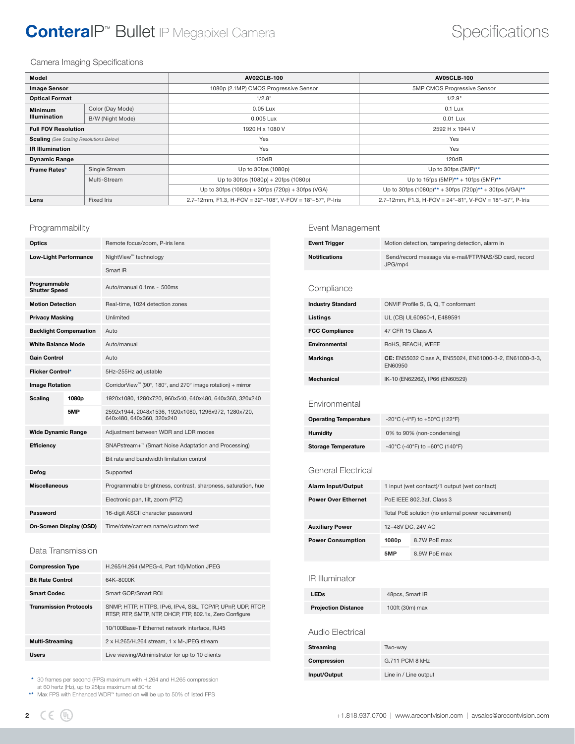# ConteraIP™ Bullet IP Megapixel Camera

# Specifications

## Camera Imaging Specifications

| Model | | AV02CLB-100 | AV05CLB-100 |
|---|---|---|---|
| **Image Sensor** | | 1080p (2.1MP) CMOS Progressive Sensor | 5MP CMOS Progressive Sensor |
| **Optical Format** | | 1/2.8" | 1/2.9" |
| **Minimum Illumination** | Color (Day Mode) | 0.05 Lux | 0.1 Lux |
| | B/W (Night Mode) | 0.005 Lux | 0.01 Lux |
| **Full FOV Resolution** | | 1920 H x 1080 V | 2592 H x 1944 V |
| **Scaling** *(See Scaling Resolutions Below)* | | Yes | Yes |
| **IR Illumination** | | Yes | Yes |
| **Dynamic Range** | | 120dB | 120dB |
| **Frame Rates*** | Single Stream | Up to 30fps (1080p) | Up to 30fps (5MP)** |
| | Multi-Stream | Up to 30fps (1080p) + 20fps (1080p) | Up to 15fps (5MP)** + 10fps (5MP)** |
| | | Up to 30fps (1080p) + 30fps (720p) + 30fps (VGA) | Up to 30fps (1080p)** + 30fps (720p)** + 30fps (VGA)** |
| **Lens** | Fixed Iris | 2.7–12mm, F1.3, H-FOV = 32°–108°, V-FOV = 18°–57°, P-Iris | 2.7–12mm, F1.3, H-FOV = 24°–81°, V-FOV = 18°–57°, P-Iris |

## Programmability

| | | |
|---|---|---|
| **Optics** | | Remote focus/zoom, P-iris lens |
| **Low-Light Performance** | | NightView™ technology |
| | | Smart IR |
| **Programmable Shutter Speed** | | Auto/manual 0.1ms ~ 500ms |
| **Motion Detection** | | Real-time, 1024 detection zones |
| **Privacy Masking** | | Unlimited |
| **Backlight Compensation** | | Auto |
| **White Balance Mode** | | Auto/manual |
| **Gain Control** | | Auto |
| **Flicker Control*** | | 5Hz–255Hz adjustable |
| **Image Rotation** | | CorridorView™ (90°, 180°, and 270° image rotation) + mirror |
| **Scaling** | **1080p** | 1920x1080, 1280x720, 960x540, 640x480, 640x360, 320x240 |
| | **5MP** | 2592x1944, 2048x1536, 1920x1080, 1296x972, 1280x720, 640x480, 640x360, 320x240 |
| **Wide Dynamic Range** | | Adjustment between WDR and LDR modes |
| **Efficiency** | | SNAPstream+™ (Smart Noise Adaptation and Processing) |
| | | Bit rate and bandwidth limitation control |
| **Defog** | | Supported |
| **Miscellaneous** | | Programmable brightness, contrast, sharpness, saturation, hue |
| | | Electronic pan, tilt, zoom (PTZ) |
| **Password** | | 16-digit ASCII character password |
| **On-Screen Display (OSD)** | | Time/date/camera name/custom text |

## Data Transmission

| | |
|---|---|
| **Compression Type** | H.265/H.264 (MPEG-4, Part 10)/Motion JPEG |
| **Bit Rate Control** | 64K–8000K |
| **Smart Codec** | Smart GOP/Smart ROI |
| **Transmission Protocols** | SNMP, HTTP, HTTPS, IPv6, IPv4, SSL, TCP/IP, UPnP, UDP, RTCP, RTSP, RTP, SMTP, NTP, DHCP, FTP, 802.1x, Zero Configure |
| | 10/100Base-T Ethernet network interface, RJ45 |
| **Multi-Streaming** | 2 x H.265/H.264 stream, 1 x M-JPEG stream |
| **Users** | Live viewing/Administrator for up to 10 clients |

\* 30 frames per second (FPS) maximum with H.264 and H.265 compression at 60 hertz (Hz), up to 25fps maximum at 50Hz

\*\* Max FPS with Enhanced WDR™ turned on will be up to 50% of listed FPS

## Event Management

| | |
|---|---|
| **Event Trigger** | Motion detection, tampering detection, alarm in |
| **Notifications** | Send/record message via e-mail/FTP/NAS/SD card, record JPG/mp4 |

## Compliance

| | |
|---|---|
| **Industry Standard** | ONVIF Profile S, G, Q, T conformant |
| **Listings** | UL (CB) UL60950-1, E489591 |
| **FCC Compliance** | 47 CFR 15 Class A |
| **Environmental** | RoHS, REACH, WEEE |
| **Markings** | **CE:** EN55032 Class A, EN55024, EN61000-3-2, EN61000-3-3, EN60950 |
| **Mechanical** | IK-10 (EN62262), IP66 (EN60529) |

## Environmental

| | |
|---|---|
| **Operating Temperature** | -20°C (-4°F) to +50°C (122°F) |
| **Humidity** | 0% to 90% (non-condensing) |
| **Storage Temperature** | -40°C (-40°F) to +60°C (140°F) |

## General Electrical

| | | |
|---|---|---|
| **Alarm Input/Output** | 1 input (wet contact)/1 output (wet contact) | |
| **Power Over Ethernet** | PoE IEEE 802.3af, Class 3 | |
| | Total PoE solution (no external power requirement) | |
| **Auxiliary Power** | 12–48V DC, 24V AC | |
| **Power Consumption** | **1080p** | 8.7W PoE max |
| | **5MP** | 8.9W PoE max |

## IR Illuminator

| | |
|---|---|
| **LEDs** | 48pcs, Smart IR |
| **Projection Distance** | 100ft (30m) max |

## Audio Electrical

| | |
|---|---|
| **Streaming** | Two-way |
| **Compression** | G.711 PCM 8 kHz |
| **Input/Output** | Line in / Line output |

+1.818.937.0700 | www.arecontvision.com | avsales@arecontvision.com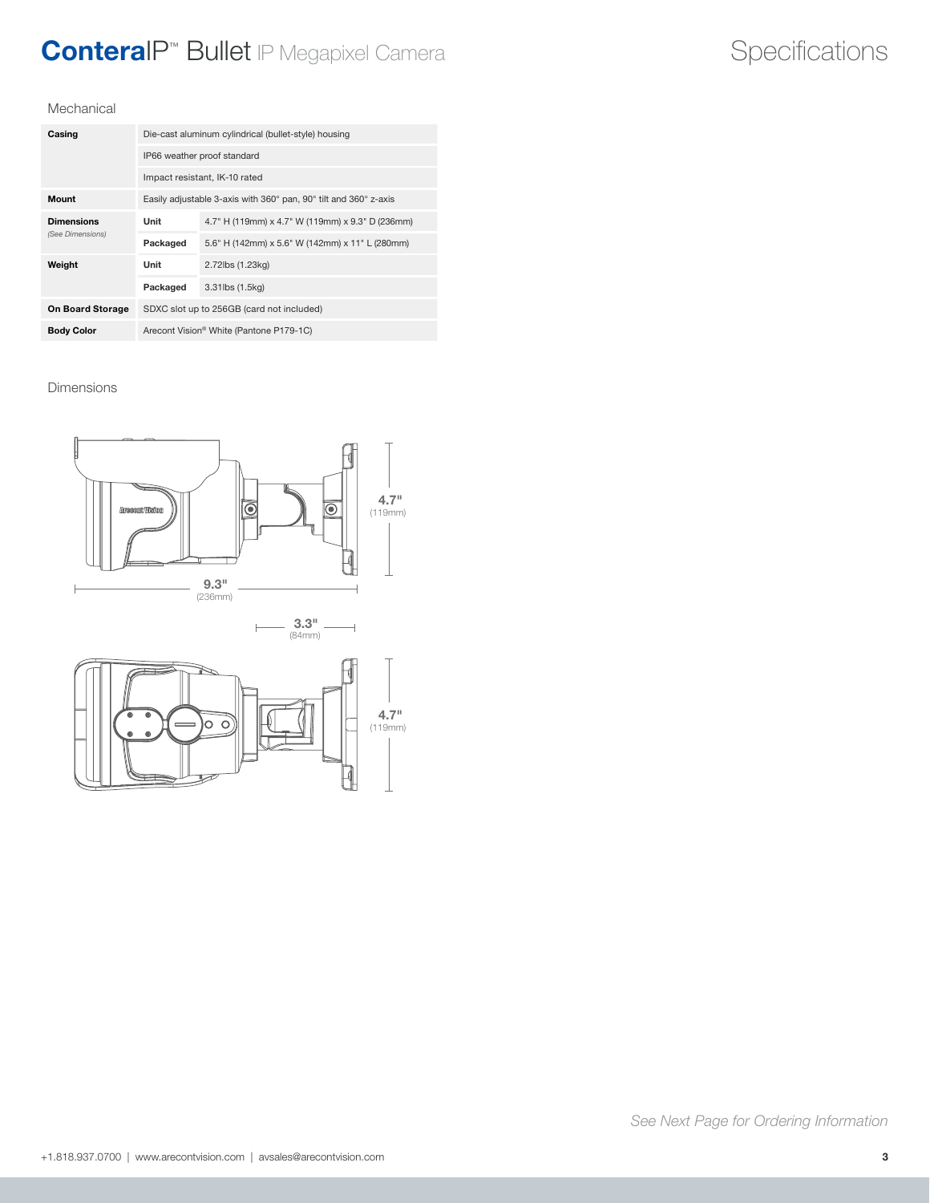# ConteraIP™ Bullet IP Megapixel Camera

## Specifications

### Mechanical

| | | |
|---|---|---|
| **Casing** | Die-cast aluminum cylindrical (bullet-style) housing | |
| | IP66 weather proof standard | |
| | Impact resistant, IK-10 rated | |
| **Mount** | Easily adjustable 3-axis with 360° pan, 90° tilt and 360° z-axis | |
| **Dimensions** *(See Dimensions)* | **Unit** | 4.7" H (119mm) x 4.7" W (119mm) x 9.3" D (236mm) |
| | **Packaged** | 5.6" H (142mm) x 5.6" W (142mm) x 11" L (280mm) |
| **Weight** | **Unit** | 2.72lbs (1.23kg) |
| | **Packaged** | 3.31lbs (1.5kg) |
| **On Board Storage** | SDXC slot up to 256GB (card not included) | |
| **Body Color** | Arecont Vision® White (Pantone P179-1C) | |

### Dimensions

4.7" (119mm)

9.3" (236mm)

3.3" (84mm)

4.7" (119mm)

*See Next Page for Ordering Information*

+1.818.937.0700 | www.arecontvision.com | avsales@arecontvision.com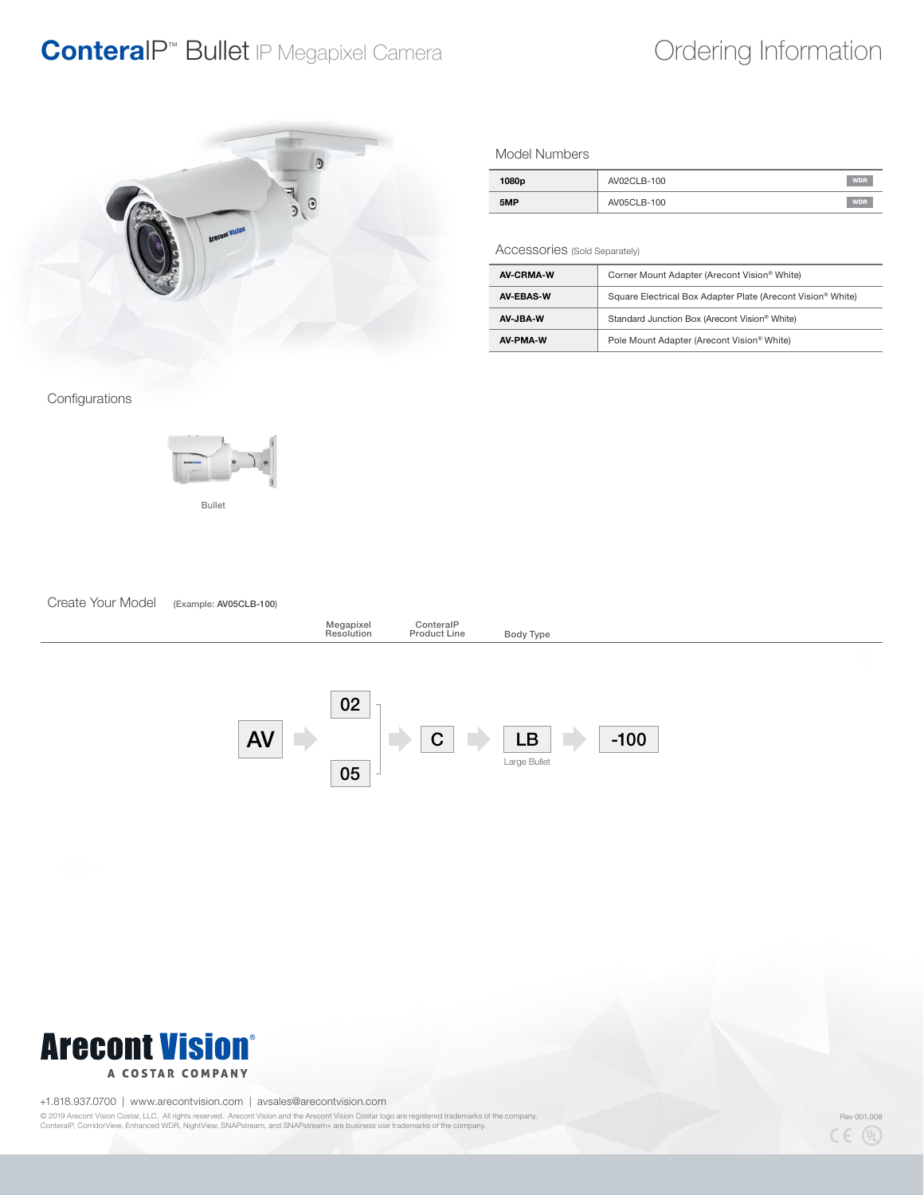# ConteraIP™ Bullet IP Megapixel Camera

## Ordering Information

### Model Numbers

| | | |
|---|---|---|
| **1080p** | AV02CLB-100 | WDR |
| **5MP** | AV05CLB-100 | WDR |

### Accessories (Sold Separately)

| | |
|---|---|
| **AV-CRMA-W** | Corner Mount Adapter (Arecont Vision® White) |
| **AV-EBAS-W** | Square Electrical Box Adapter Plate (Arecont Vision® White) |
| **AV-JBA-W** | Standard Junction Box (Arecont Vision® White) |
| **AV-PMA-W** | Pole Mount Adapter (Arecont Vision® White) |

### Configurations

Bullet

### Create Your Model (Example: **AV05CLB-100**)

Megapixel Resolution | ConteraIP Product Line | Body Type

AV → 02 / 05 → C → LB (Large Bullet) → -100

**Arecont Vision®**
A COSTAR COMPANY

+1.818.937.0700 | www.arecontvision.com | avsales@arecontvision.com

© 2019 Arecont Vision Costar, LLC. All rights reserved. Arecont Vision and the Arecont Vision Costar logo are registered trademarks of the company. ConteraIP, CorridorView, Enhanced WDR, NightView, SNAPstream, and SNAPstream+ are business use trademarks of the company.

Rev 001.008